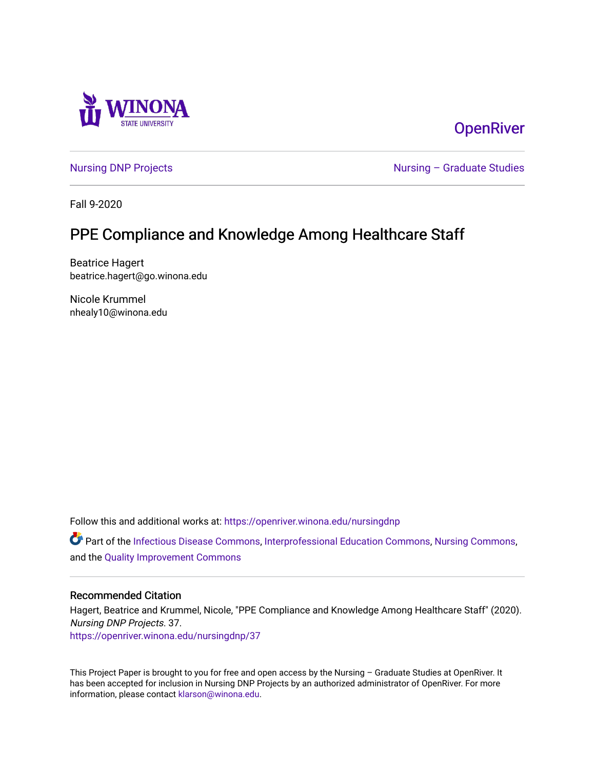OpenRiver

Nursing DNP Projects

Nursing – Graduate Studies

Fall 9-2020

# PPE Compliance and Knowledge Among Healthcare Staff

Beatrice Hagert
beatrice.hagert@go.winona.edu

Nicole Krummel
nhealy10@winona.edu

Follow this and additional works at: https://openriver.winona.edu/nursingdnp

Part of the Infectious Disease Commons, Interprofessional Education Commons, Nursing Commons, and the Quality Improvement Commons

## Recommended Citation

Hagert, Beatrice and Krummel, Nicole, "PPE Compliance and Knowledge Among Healthcare Staff" (2020). *Nursing DNP Projects*. 37.
https://openriver.winona.edu/nursingdnp/37

This Project Paper is brought to you for free and open access by the Nursing – Graduate Studies at OpenRiver. It has been accepted for inclusion in Nursing DNP Projects by an authorized administrator of OpenRiver. For more information, please contact klarson@winona.edu.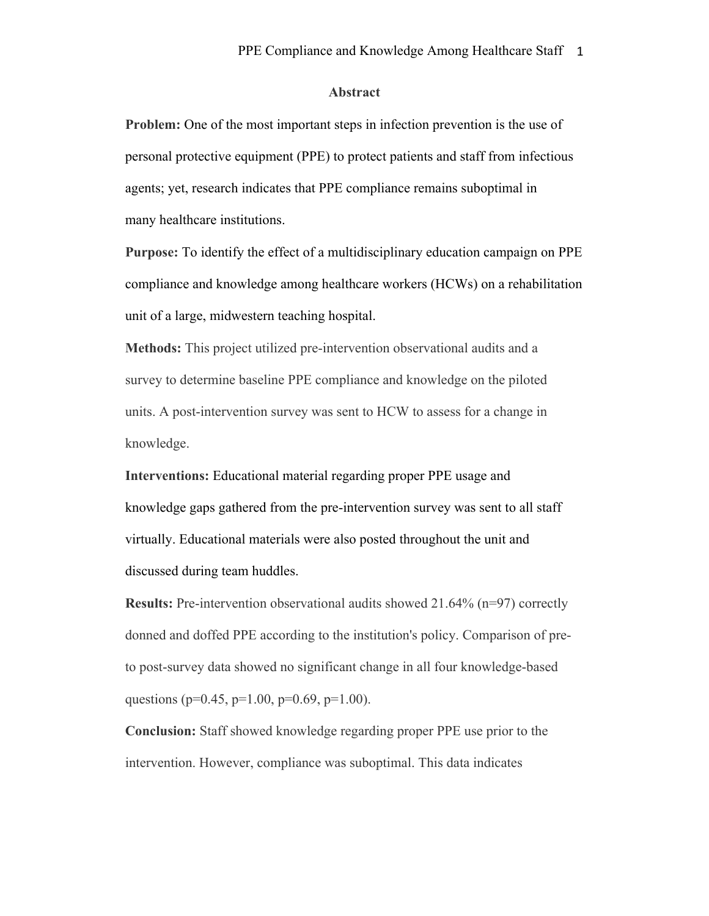## Abstract

**Problem:** One of the most important steps in infection prevention is the use of personal protective equipment (PPE) to protect patients and staff from infectious agents; yet, research indicates that PPE compliance remains suboptimal in many healthcare institutions.

**Purpose:** To identify the effect of a multidisciplinary education campaign on PPE compliance and knowledge among healthcare workers (HCWs) on a rehabilitation unit of a large, midwestern teaching hospital.

**Methods:** This project utilized pre-intervention observational audits and a survey to determine baseline PPE compliance and knowledge on the piloted units. A post-intervention survey was sent to HCW to assess for a change in knowledge.

**Interventions:** Educational material regarding proper PPE usage and knowledge gaps gathered from the pre-intervention survey was sent to all staff virtually. Educational materials were also posted throughout the unit and discussed during team huddles.

**Results:** Pre-intervention observational audits showed 21.64% (n=97) correctly donned and doffed PPE according to the institution's policy. Comparison of pre- to post-survey data showed no significant change in all four knowledge-based questions (p=0.45, p=1.00, p=0.69, p=1.00).

**Conclusion:** Staff showed knowledge regarding proper PPE use prior to the intervention. However, compliance was suboptimal. This data indicates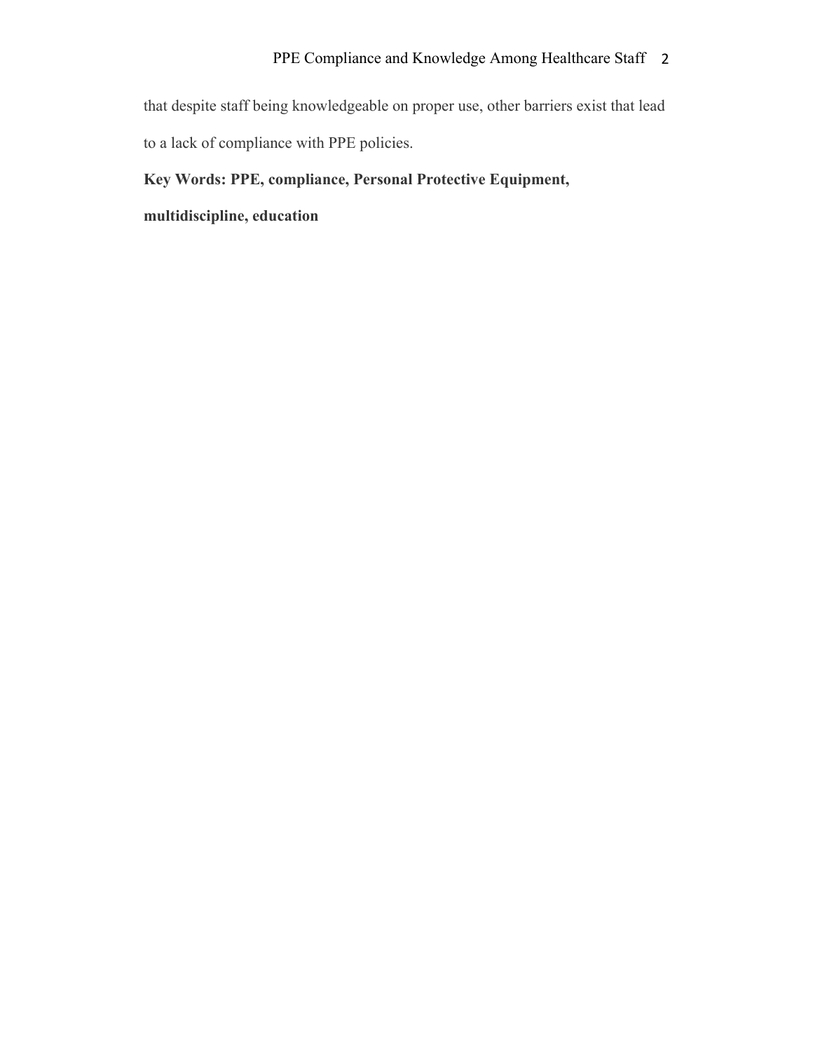that despite staff being knowledgeable on proper use, other barriers exist that lead to a lack of compliance with PPE policies.

**Key Words: PPE, compliance, Personal Protective Equipment, multidiscipline, education**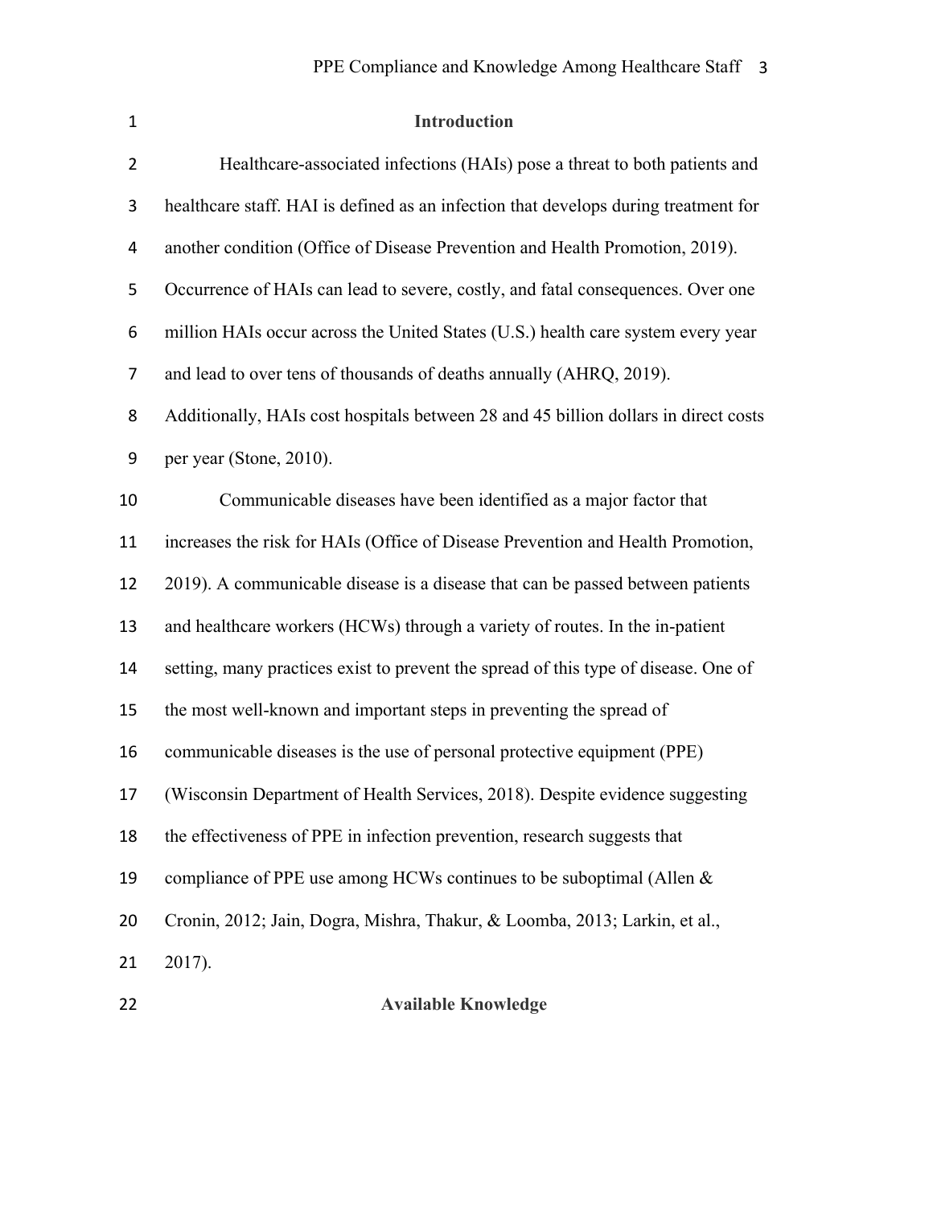## Introduction

Healthcare-associated infections (HAIs) pose a threat to both patients and healthcare staff. HAI is defined as an infection that develops during treatment for another condition (Office of Disease Prevention and Health Promotion, 2019). Occurrence of HAIs can lead to severe, costly, and fatal consequences. Over one million HAIs occur across the United States (U.S.) health care system every year and lead to over tens of thousands of deaths annually (AHRQ, 2019). Additionally, HAIs cost hospitals between 28 and 45 billion dollars in direct costs per year (Stone, 2010).

Communicable diseases have been identified as a major factor that increases the risk for HAIs (Office of Disease Prevention and Health Promotion, 2019). A communicable disease is a disease that can be passed between patients and healthcare workers (HCWs) through a variety of routes. In the in-patient setting, many practices exist to prevent the spread of this type of disease. One of the most well-known and important steps in preventing the spread of communicable diseases is the use of personal protective equipment (PPE) (Wisconsin Department of Health Services, 2018). Despite evidence suggesting the effectiveness of PPE in infection prevention, research suggests that compliance of PPE use among HCWs continues to be suboptimal (Allen & Cronin, 2012; Jain, Dogra, Mishra, Thakur, & Loomba, 2013; Larkin, et al., 2017).

## Available Knowledge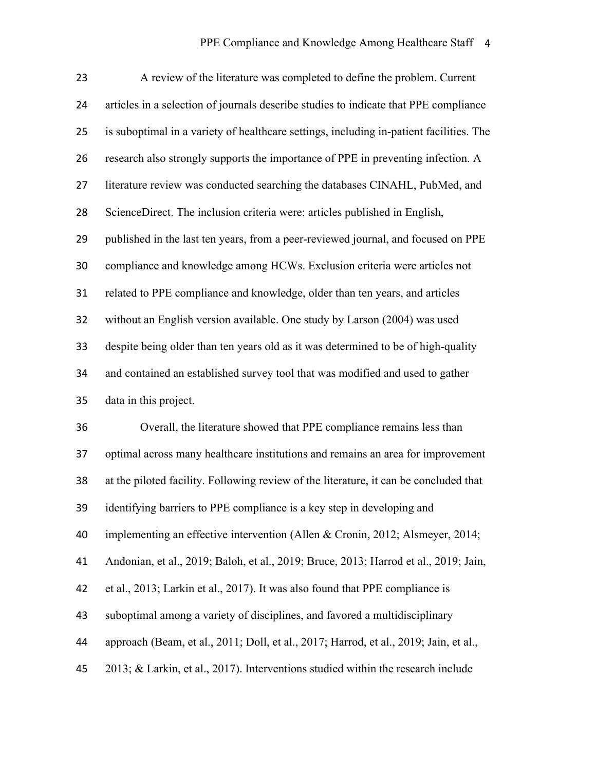A review of the literature was completed to define the problem. Current articles in a selection of journals describe studies to indicate that PPE compliance is suboptimal in a variety of healthcare settings, including in-patient facilities. The research also strongly supports the importance of PPE in preventing infection. A literature review was conducted searching the databases CINAHL, PubMed, and ScienceDirect. The inclusion criteria were: articles published in English, published in the last ten years, from a peer-reviewed journal, and focused on PPE compliance and knowledge among HCWs. Exclusion criteria were articles not related to PPE compliance and knowledge, older than ten years, and articles without an English version available. One study by Larson (2004) was used despite being older than ten years old as it was determined to be of high-quality and contained an established survey tool that was modified and used to gather data in this project.

Overall, the literature showed that PPE compliance remains less than optimal across many healthcare institutions and remains an area for improvement at the piloted facility. Following review of the literature, it can be concluded that identifying barriers to PPE compliance is a key step in developing and implementing an effective intervention (Allen & Cronin, 2012; Alsmeyer, 2014; Andonian, et al., 2019; Baloh, et al., 2019; Bruce, 2013; Harrod et al., 2019; Jain, et al., 2013; Larkin et al., 2017). It was also found that PPE compliance is suboptimal among a variety of disciplines, and favored a multidisciplinary approach (Beam, et al., 2011; Doll, et al., 2017; Harrod, et al., 2019; Jain, et al., 2013; & Larkin, et al., 2017). Interventions studied within the research include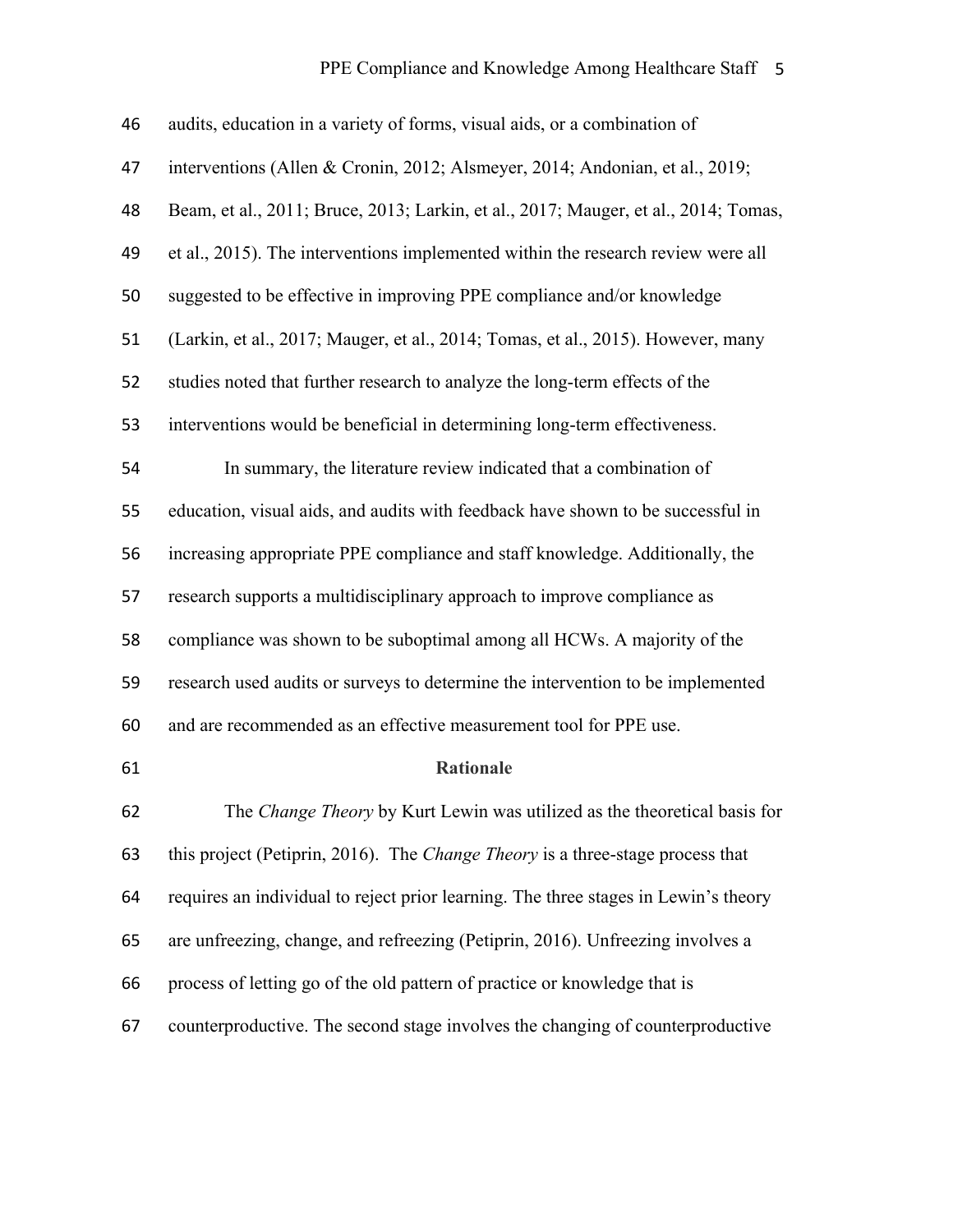audits, education in a variety of forms, visual aids, or a combination of interventions (Allen & Cronin, 2012; Alsmeyer, 2014; Andonian, et al., 2019; Beam, et al., 2011; Bruce, 2013; Larkin, et al., 2017; Mauger, et al., 2014; Tomas, et al., 2015). The interventions implemented within the research review were all suggested to be effective in improving PPE compliance and/or knowledge (Larkin, et al., 2017; Mauger, et al., 2014; Tomas, et al., 2015). However, many studies noted that further research to analyze the long-term effects of the interventions would be beneficial in determining long-term effectiveness.

In summary, the literature review indicated that a combination of education, visual aids, and audits with feedback have shown to be successful in increasing appropriate PPE compliance and staff knowledge. Additionally, the research supports a multidisciplinary approach to improve compliance as compliance was shown to be suboptimal among all HCWs. A majority of the research used audits or surveys to determine the intervention to be implemented and are recommended as an effective measurement tool for PPE use.

## Rationale

The *Change Theory* by Kurt Lewin was utilized as the theoretical basis for this project (Petiprin, 2016). The *Change Theory* is a three-stage process that requires an individual to reject prior learning. The three stages in Lewin's theory are unfreezing, change, and refreezing (Petiprin, 2016). Unfreezing involves a process of letting go of the old pattern of practice or knowledge that is counterproductive. The second stage involves the changing of counterproductive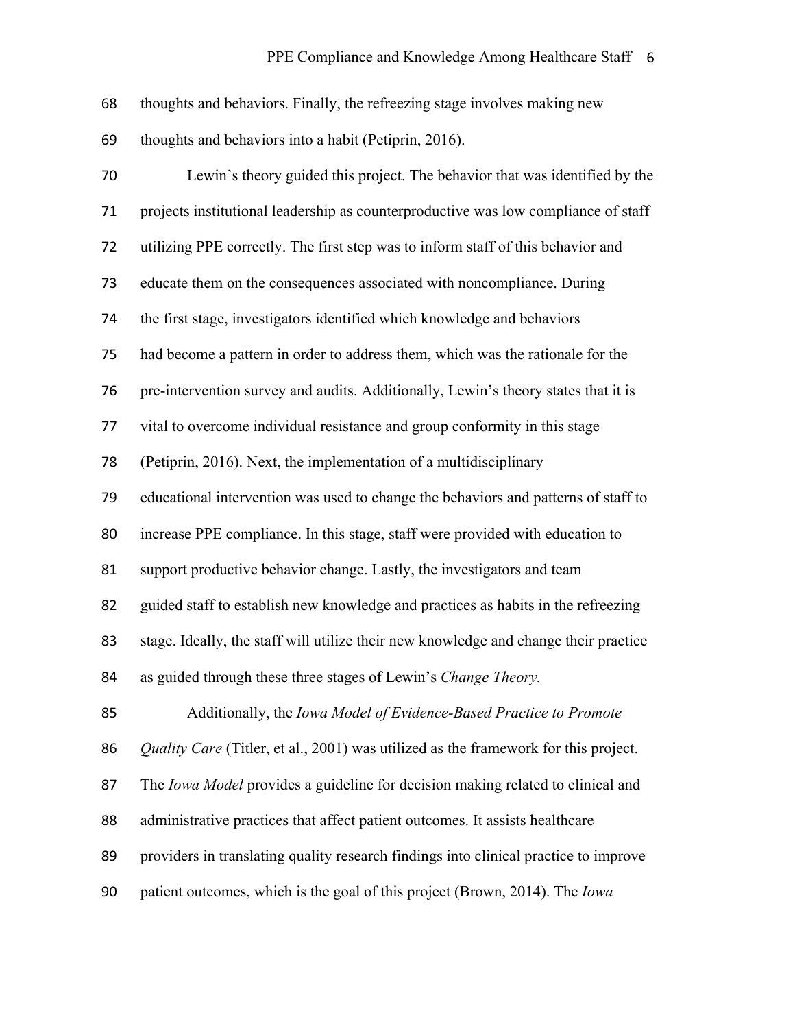thoughts and behaviors. Finally, the refreezing stage involves making new thoughts and behaviors into a habit (Petiprin, 2016).

Lewin's theory guided this project. The behavior that was identified by the projects institutional leadership as counterproductive was low compliance of staff utilizing PPE correctly. The first step was to inform staff of this behavior and educate them on the consequences associated with noncompliance. During the first stage, investigators identified which knowledge and behaviors had become a pattern in order to address them, which was the rationale for the pre-intervention survey and audits. Additionally, Lewin's theory states that it is vital to overcome individual resistance and group conformity in this stage (Petiprin, 2016). Next, the implementation of a multidisciplinary educational intervention was used to change the behaviors and patterns of staff to increase PPE compliance. In this stage, staff were provided with education to support productive behavior change. Lastly, the investigators and team guided staff to establish new knowledge and practices as habits in the refreezing stage. Ideally, the staff will utilize their new knowledge and change their practice as guided through these three stages of Lewin's *Change Theory.*

Additionally, the *Iowa Model of Evidence-Based Practice to Promote Quality Care* (Titler, et al., 2001) was utilized as the framework for this project. The *Iowa Model* provides a guideline for decision making related to clinical and administrative practices that affect patient outcomes. It assists healthcare providers in translating quality research findings into clinical practice to improve patient outcomes, which is the goal of this project (Brown, 2014). The *Iowa*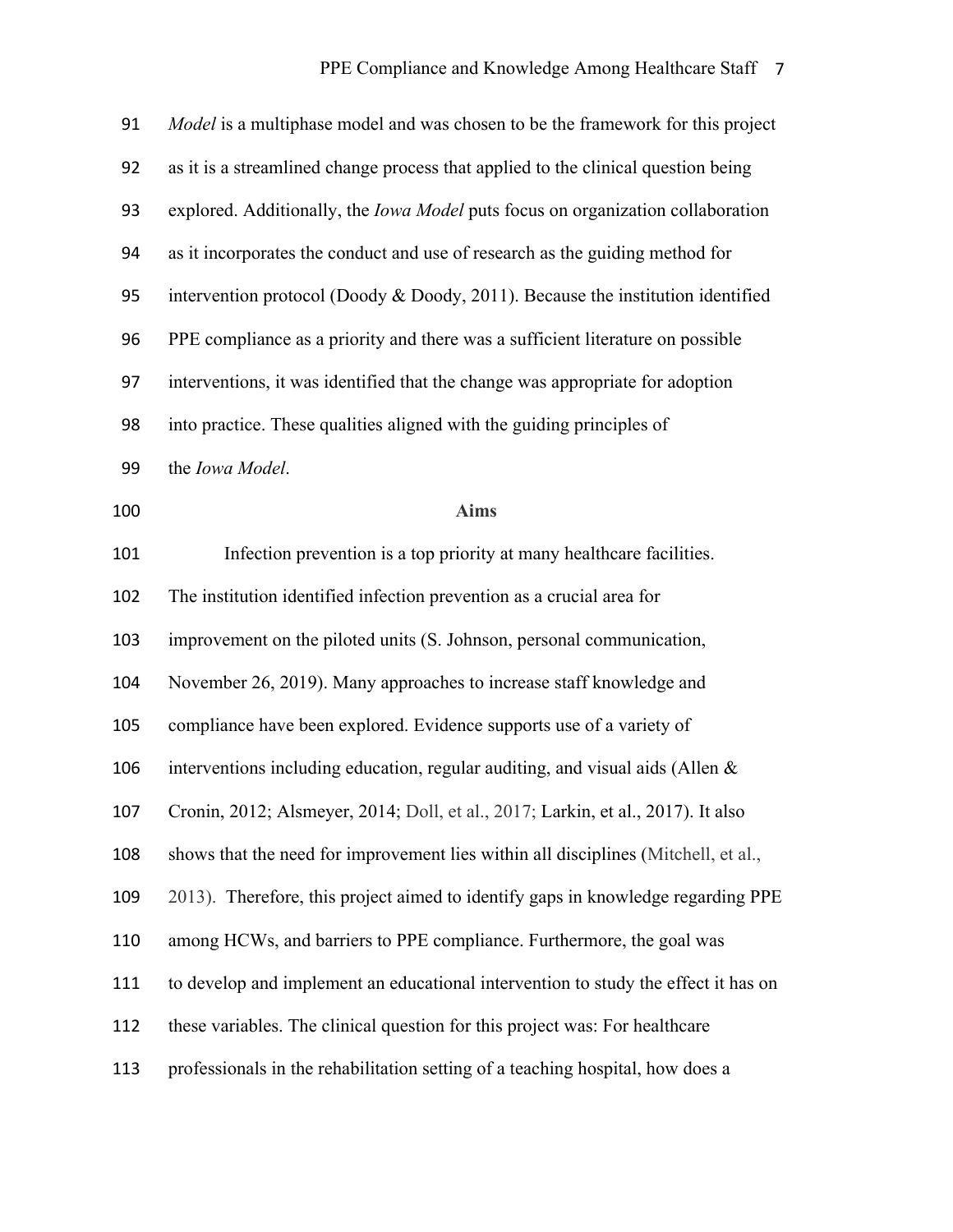*Model* is a multiphase model and was chosen to be the framework for this project as it is a streamlined change process that applied to the clinical question being explored. Additionally, the *Iowa Model* puts focus on organization collaboration as it incorporates the conduct and use of research as the guiding method for intervention protocol (Doody & Doody, 2011). Because the institution identified PPE compliance as a priority and there was a sufficient literature on possible interventions, it was identified that the change was appropriate for adoption into practice. These qualities aligned with the guiding principles of the *Iowa Model*.

## Aims

Infection prevention is a top priority at many healthcare facilities. The institution identified infection prevention as a crucial area for improvement on the piloted units (S. Johnson, personal communication, November 26, 2019). Many approaches to increase staff knowledge and compliance have been explored. Evidence supports use of a variety of interventions including education, regular auditing, and visual aids (Allen & Cronin, 2012; Alsmeyer, 2014; Doll, et al., 2017; Larkin, et al., 2017). It also shows that the need for improvement lies within all disciplines (Mitchell, et al., 2013). Therefore, this project aimed to identify gaps in knowledge regarding PPE among HCWs, and barriers to PPE compliance. Furthermore, the goal was to develop and implement an educational intervention to study the effect it has on these variables. The clinical question for this project was: For healthcare professionals in the rehabilitation setting of a teaching hospital, how does a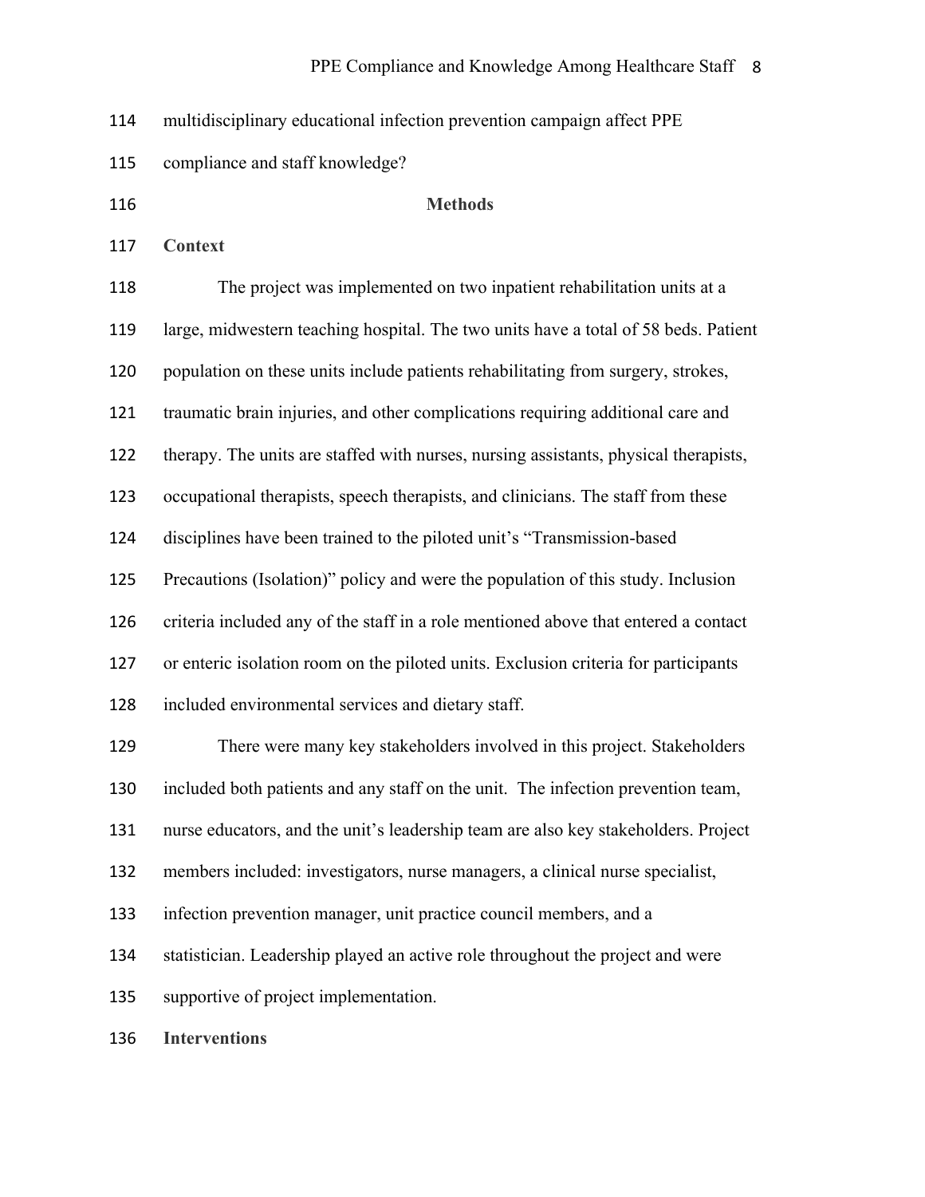multidisciplinary educational infection prevention campaign affect PPE compliance and staff knowledge?

## Methods

### Context

The project was implemented on two inpatient rehabilitation units at a large, midwestern teaching hospital. The two units have a total of 58 beds. Patient population on these units include patients rehabilitating from surgery, strokes, traumatic brain injuries, and other complications requiring additional care and therapy. The units are staffed with nurses, nursing assistants, physical therapists, occupational therapists, speech therapists, and clinicians. The staff from these disciplines have been trained to the piloted unit's "Transmission-based Precautions (Isolation)" policy and were the population of this study. Inclusion criteria included any of the staff in a role mentioned above that entered a contact or enteric isolation room on the piloted units. Exclusion criteria for participants included environmental services and dietary staff.

There were many key stakeholders involved in this project. Stakeholders included both patients and any staff on the unit. The infection prevention team, nurse educators, and the unit's leadership team are also key stakeholders. Project members included: investigators, nurse managers, a clinical nurse specialist, infection prevention manager, unit practice council members, and a statistician. Leadership played an active role throughout the project and were supportive of project implementation.

### Interventions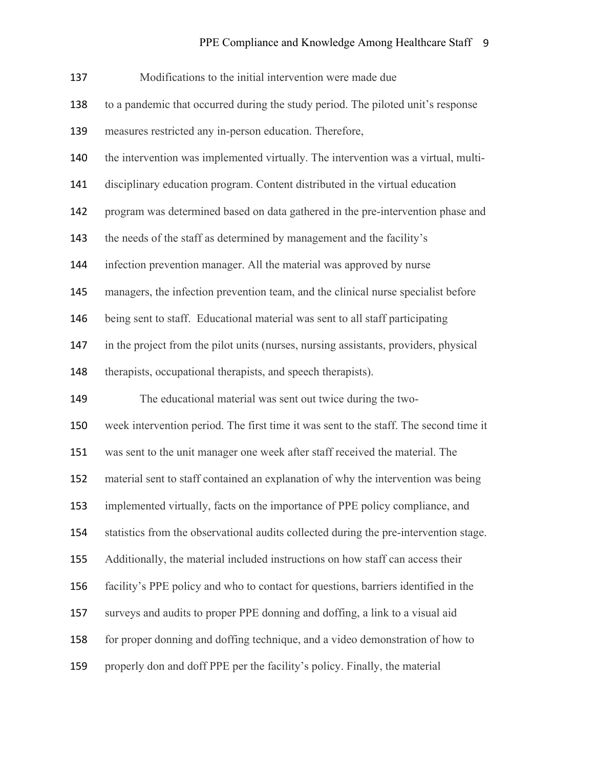Modifications to the initial intervention were made due to a pandemic that occurred during the study period. The piloted unit's response measures restricted any in-person education. Therefore, the intervention was implemented virtually. The intervention was a virtual, multi-disciplinary education program. Content distributed in the virtual education program was determined based on data gathered in the pre-intervention phase and the needs of the staff as determined by management and the facility's infection prevention manager. All the material was approved by nurse managers, the infection prevention team, and the clinical nurse specialist before being sent to staff. Educational material was sent to all staff participating in the project from the pilot units (nurses, nursing assistants, providers, physical therapists, occupational therapists, and speech therapists).

The educational material was sent out twice during the two-week intervention period. The first time it was sent to the staff. The second time it was sent to the unit manager one week after staff received the material. The material sent to staff contained an explanation of why the intervention was being implemented virtually, facts on the importance of PPE policy compliance, and statistics from the observational audits collected during the pre-intervention stage. Additionally, the material included instructions on how staff can access their facility's PPE policy and who to contact for questions, barriers identified in the surveys and audits to proper PPE donning and doffing, a link to a visual aid for proper donning and doffing technique, and a video demonstration of how to properly don and doff PPE per the facility's policy. Finally, the material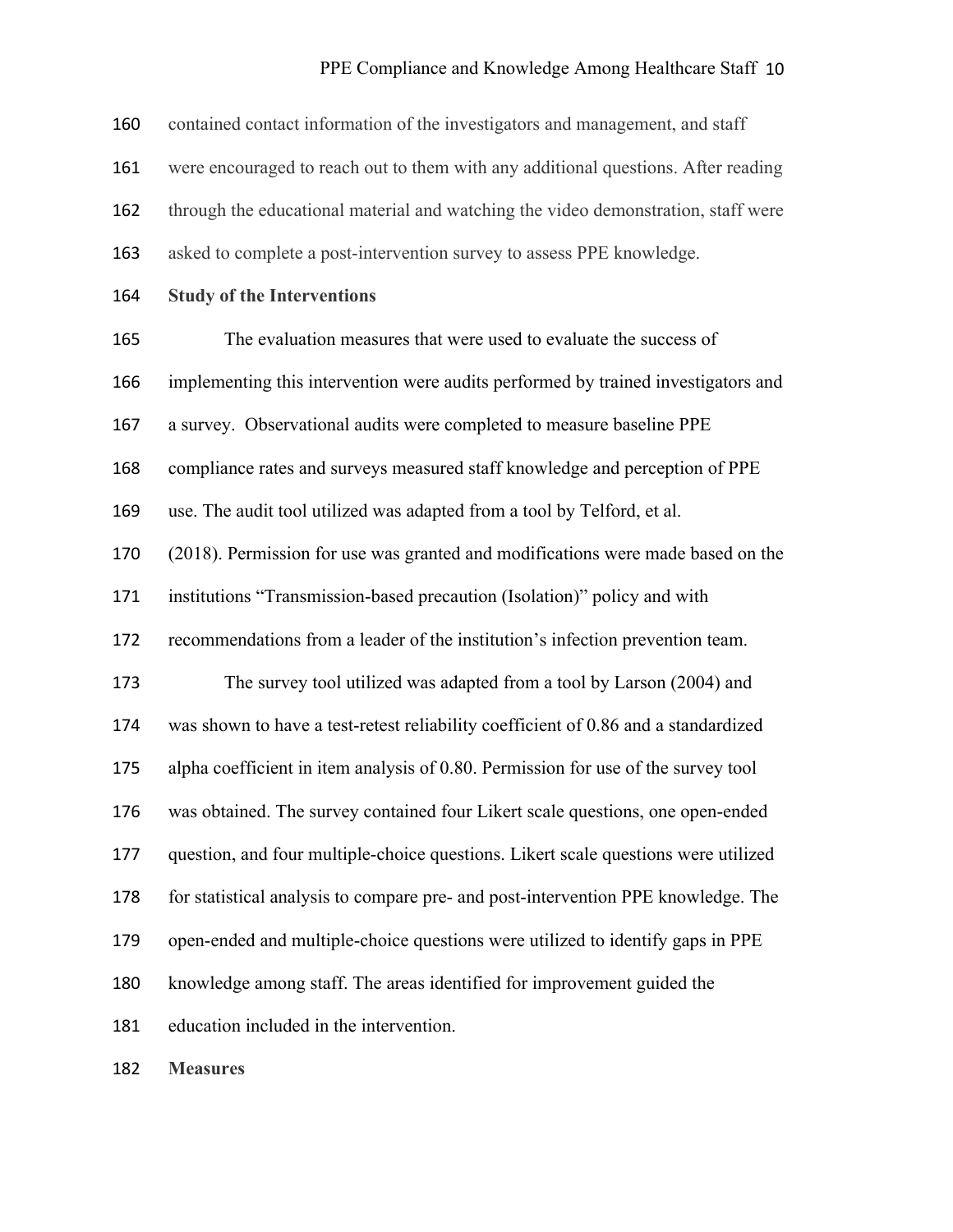contained contact information of the investigators and management, and staff were encouraged to reach out to them with any additional questions. After reading through the educational material and watching the video demonstration, staff were asked to complete a post-intervention survey to assess PPE knowledge.

## Study of the Interventions

The evaluation measures that were used to evaluate the success of implementing this intervention were audits performed by trained investigators and a survey. Observational audits were completed to measure baseline PPE compliance rates and surveys measured staff knowledge and perception of PPE use. The audit tool utilized was adapted from a tool by Telford, et al. (2018). Permission for use was granted and modifications were made based on the institutions "Transmission-based precaution (Isolation)" policy and with recommendations from a leader of the institution's infection prevention team.

The survey tool utilized was adapted from a tool by Larson (2004) and was shown to have a test-retest reliability coefficient of 0.86 and a standardized alpha coefficient in item analysis of 0.80. Permission for use of the survey tool was obtained. The survey contained four Likert scale questions, one open-ended question, and four multiple-choice questions. Likert scale questions were utilized for statistical analysis to compare pre- and post-intervention PPE knowledge. The open-ended and multiple-choice questions were utilized to identify gaps in PPE knowledge among staff. The areas identified for improvement guided the education included in the intervention.

## Measures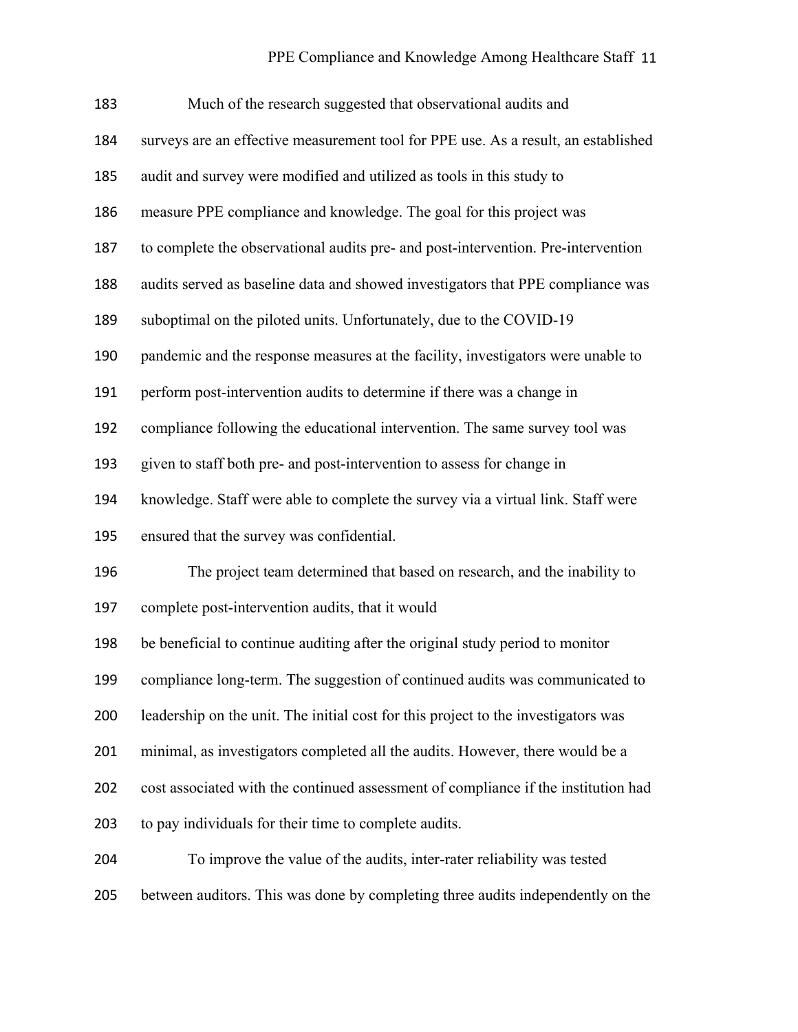Much of the research suggested that observational audits and surveys are an effective measurement tool for PPE use. As a result, an established audit and survey were modified and utilized as tools in this study to measure PPE compliance and knowledge. The goal for this project was to complete the observational audits pre- and post-intervention. Pre-intervention audits served as baseline data and showed investigators that PPE compliance was suboptimal on the piloted units. Unfortunately, due to the COVID-19 pandemic and the response measures at the facility, investigators were unable to perform post-intervention audits to determine if there was a change in compliance following the educational intervention. The same survey tool was given to staff both pre- and post-intervention to assess for change in knowledge. Staff were able to complete the survey via a virtual link. Staff were ensured that the survey was confidential.

The project team determined that based on research, and the inability to complete post-intervention audits, that it would be beneficial to continue auditing after the original study period to monitor compliance long-term. The suggestion of continued audits was communicated to leadership on the unit. The initial cost for this project to the investigators was minimal, as investigators completed all the audits. However, there would be a cost associated with the continued assessment of compliance if the institution had to pay individuals for their time to complete audits.

To improve the value of the audits, inter-rater reliability was tested between auditors. This was done by completing three audits independently on the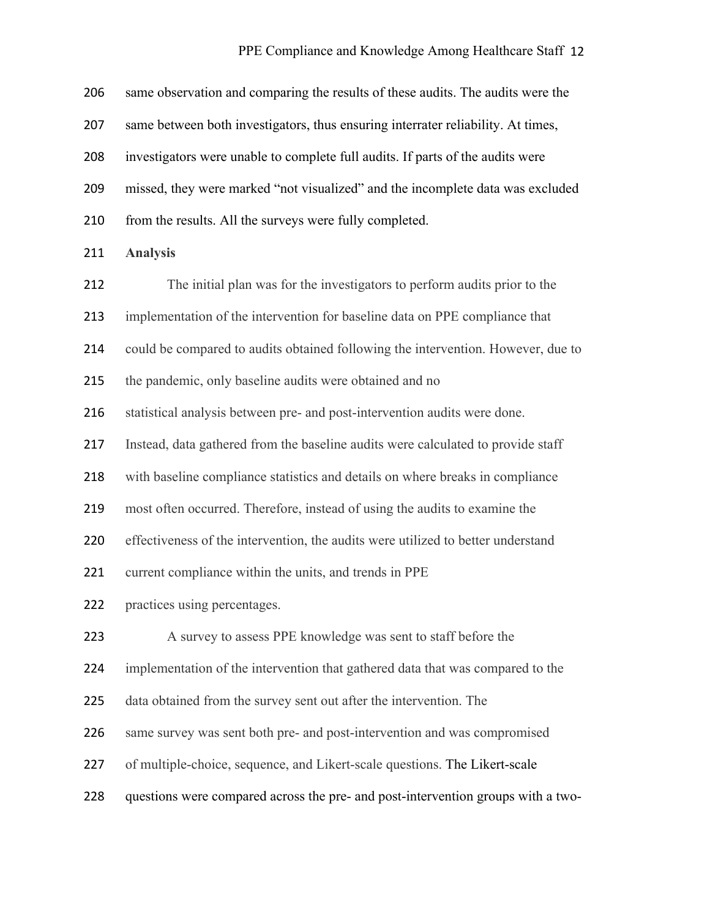same observation and comparing the results of these audits. The audits were the same between both investigators, thus ensuring interrater reliability. At times, investigators were unable to complete full audits. If parts of the audits were missed, they were marked "not visualized" and the incomplete data was excluded from the results. All the surveys were fully completed.

**Analysis**

The initial plan was for the investigators to perform audits prior to the implementation of the intervention for baseline data on PPE compliance that could be compared to audits obtained following the intervention. However, due to the pandemic, only baseline audits were obtained and no statistical analysis between pre- and post-intervention audits were done. Instead, data gathered from the baseline audits were calculated to provide staff with baseline compliance statistics and details on where breaks in compliance most often occurred. Therefore, instead of using the audits to examine the effectiveness of the intervention, the audits were utilized to better understand current compliance within the units, and trends in PPE practices using percentages.

A survey to assess PPE knowledge was sent to staff before the implementation of the intervention that gathered data that was compared to the data obtained from the survey sent out after the intervention. The same survey was sent both pre- and post-intervention and was compromised of multiple-choice, sequence, and Likert-scale questions. The Likert-scale questions were compared across the pre- and post-intervention groups with a two-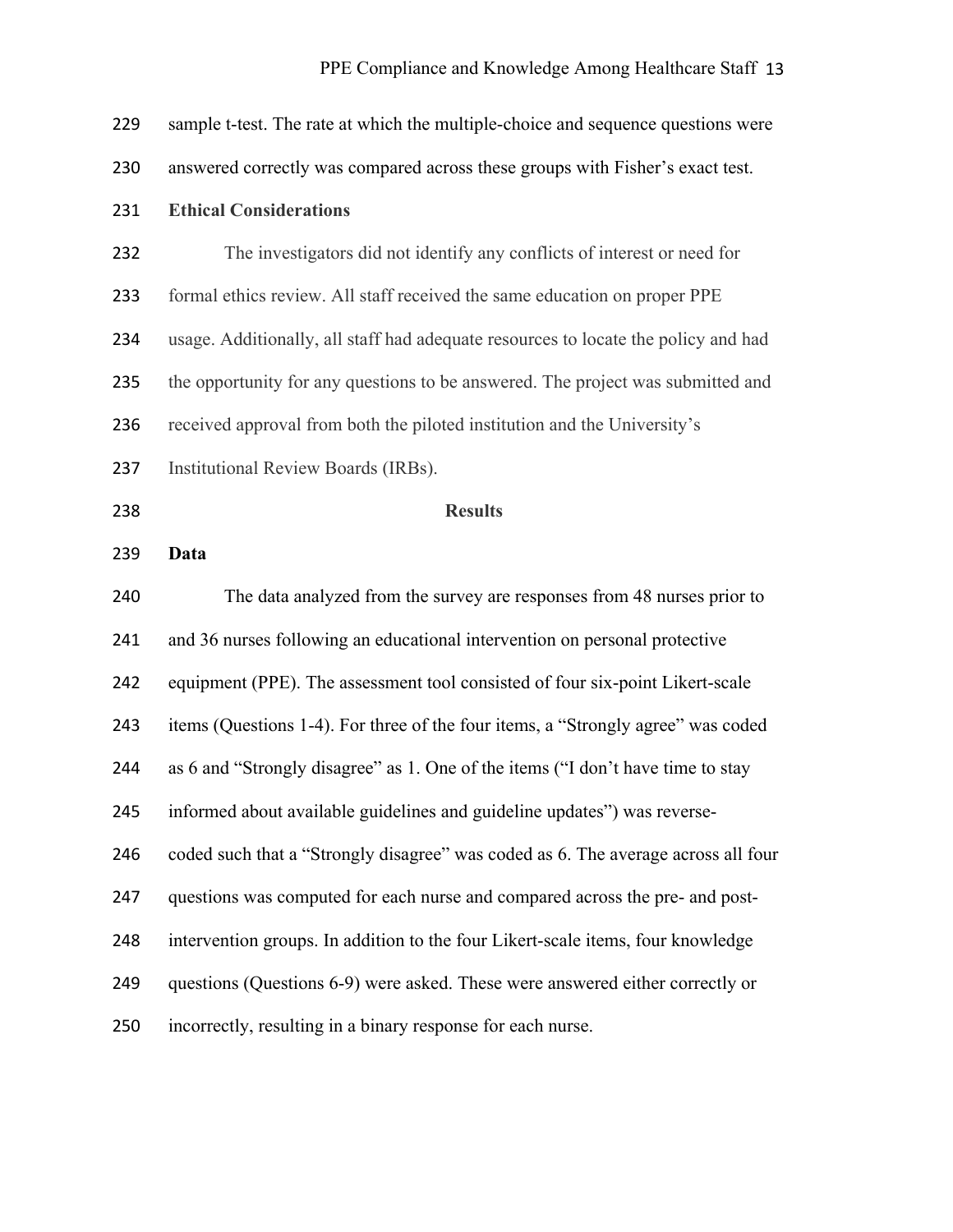sample t-test. The rate at which the multiple-choice and sequence questions were answered correctly was compared across these groups with Fisher's exact test.

**Ethical Considerations**

The investigators did not identify any conflicts of interest or need for formal ethics review. All staff received the same education on proper PPE usage. Additionally, all staff had adequate resources to locate the policy and had the opportunity for any questions to be answered. The project was submitted and received approval from both the piloted institution and the University's Institutional Review Boards (IRBs).

## Results

**Data**

The data analyzed from the survey are responses from 48 nurses prior to and 36 nurses following an educational intervention on personal protective equipment (PPE). The assessment tool consisted of four six-point Likert-scale items (Questions 1-4). For three of the four items, a "Strongly agree" was coded as 6 and "Strongly disagree" as 1. One of the items ("I don't have time to stay informed about available guidelines and guideline updates") was reverse-coded such that a "Strongly disagree" was coded as 6. The average across all four questions was computed for each nurse and compared across the pre- and post-intervention groups. In addition to the four Likert-scale items, four knowledge questions (Questions 6-9) were asked. These were answered either correctly or incorrectly, resulting in a binary response for each nurse.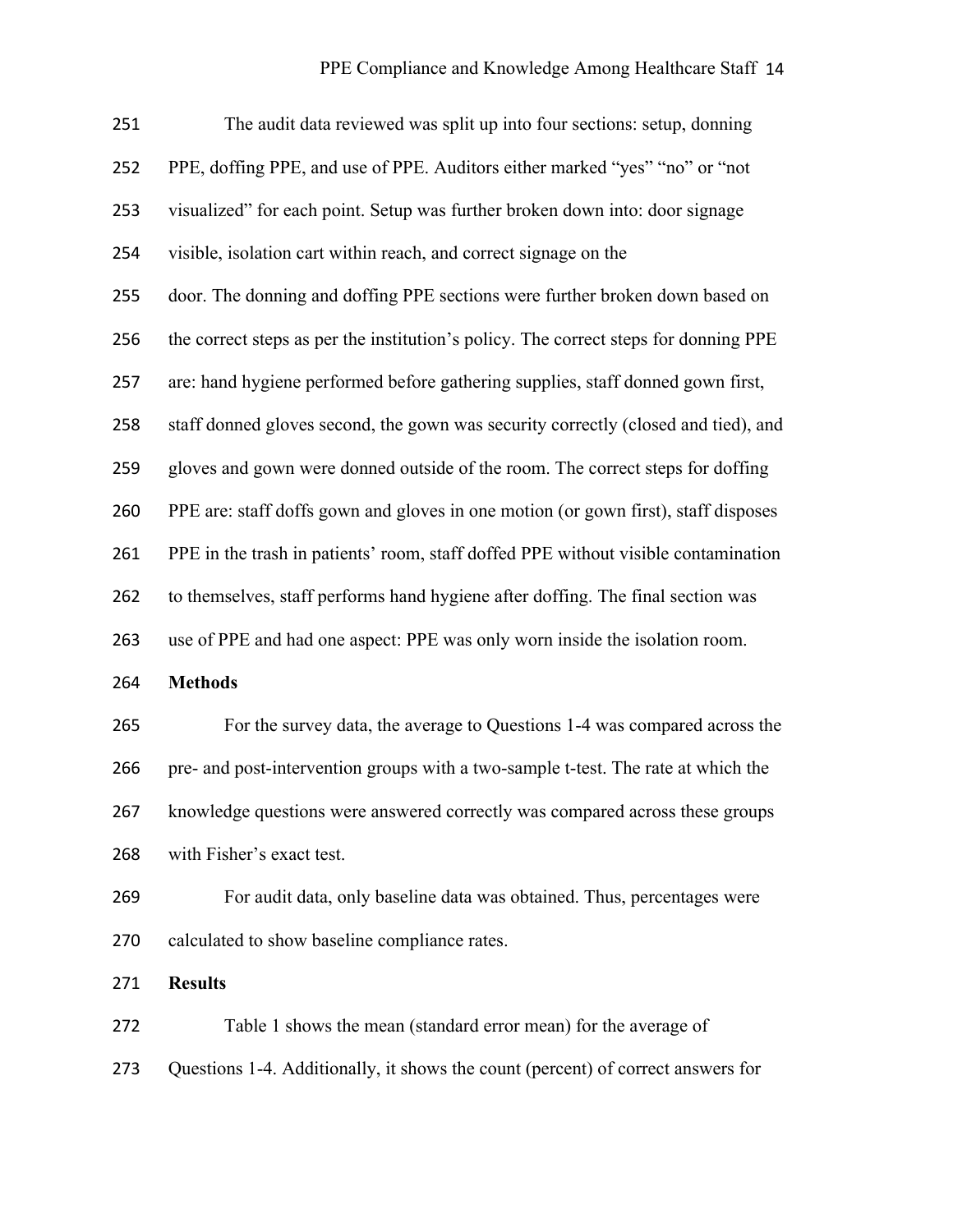The audit data reviewed was split up into four sections: setup, donning PPE, doffing PPE, and use of PPE. Auditors either marked “yes” “no” or “not visualized” for each point. Setup was further broken down into: door signage visible, isolation cart within reach, and correct signage on the door. The donning and doffing PPE sections were further broken down based on the correct steps as per the institution’s policy. The correct steps for donning PPE are: hand hygiene performed before gathering supplies, staff donned gown first, staff donned gloves second, the gown was security correctly (closed and tied), and gloves and gown were donned outside of the room. The correct steps for doffing PPE are: staff doffs gown and gloves in one motion (or gown first), staff disposes PPE in the trash in patients’ room, staff doffed PPE without visible contamination to themselves, staff performs hand hygiene after doffing. The final section was use of PPE and had one aspect: PPE was only worn inside the isolation room.

**Methods**

For the survey data, the average to Questions 1-4 was compared across the pre- and post-intervention groups with a two-sample t-test. The rate at which the knowledge questions were answered correctly was compared across these groups with Fisher’s exact test.

For audit data, only baseline data was obtained. Thus, percentages were calculated to show baseline compliance rates.

**Results**

Table 1 shows the mean (standard error mean) for the average of Questions 1-4. Additionally, it shows the count (percent) of correct answers for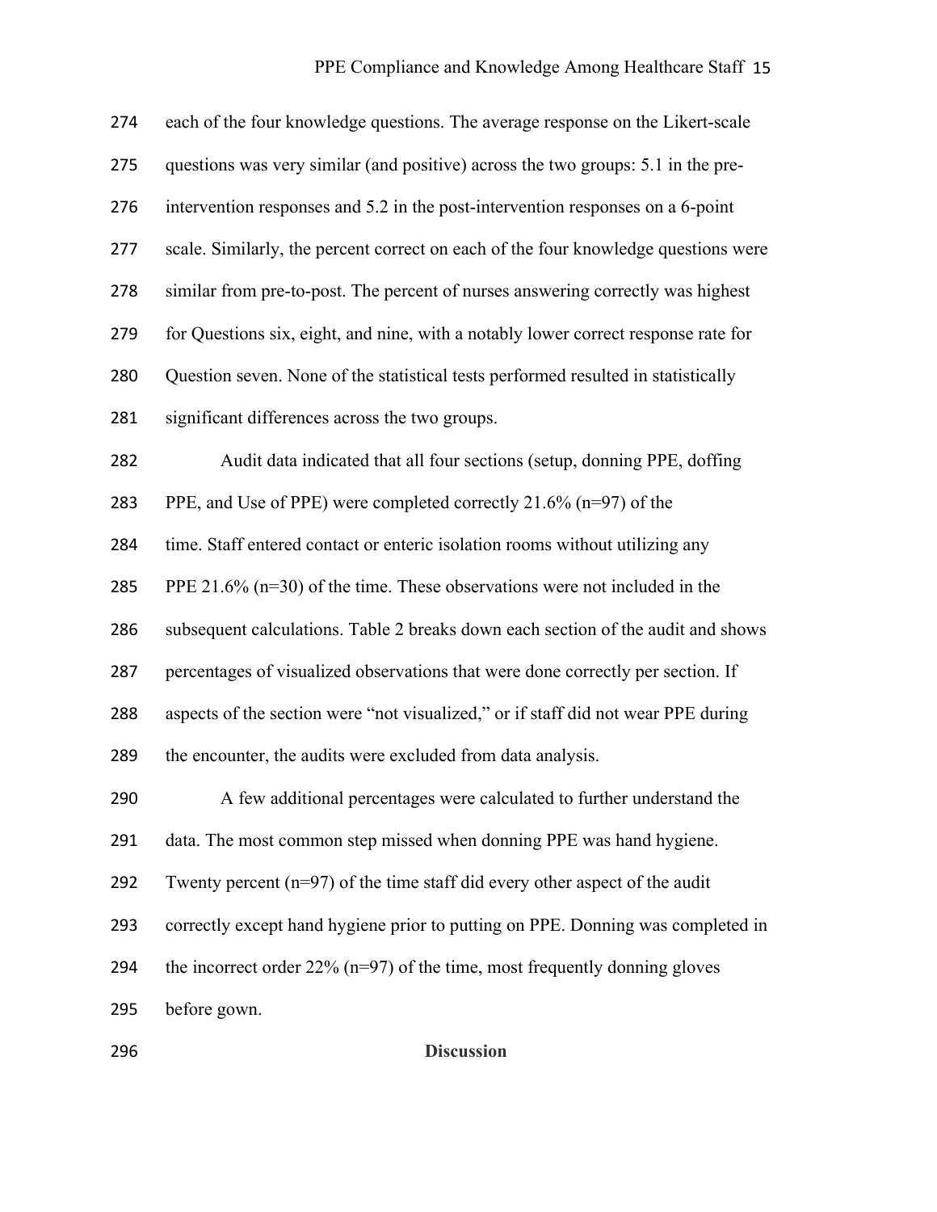each of the four knowledge questions. The average response on the Likert-scale questions was very similar (and positive) across the two groups: 5.1 in the pre-intervention responses and 5.2 in the post-intervention responses on a 6-point scale. Similarly, the percent correct on each of the four knowledge questions were similar from pre-to-post. The percent of nurses answering correctly was highest for Questions six, eight, and nine, with a notably lower correct response rate for Question seven. None of the statistical tests performed resulted in statistically significant differences across the two groups.

Audit data indicated that all four sections (setup, donning PPE, doffing PPE, and Use of PPE) were completed correctly 21.6% (n=97) of the time. Staff entered contact or enteric isolation rooms without utilizing any PPE 21.6% (n=30) of the time. These observations were not included in the subsequent calculations. Table 2 breaks down each section of the audit and shows percentages of visualized observations that were done correctly per section. If aspects of the section were "not visualized," or if staff did not wear PPE during the encounter, the audits were excluded from data analysis.

A few additional percentages were calculated to further understand the data. The most common step missed when donning PPE was hand hygiene. Twenty percent (n=97) of the time staff did every other aspect of the audit correctly except hand hygiene prior to putting on PPE. Donning was completed in the incorrect order 22% (n=97) of the time, most frequently donning gloves before gown.

## Discussion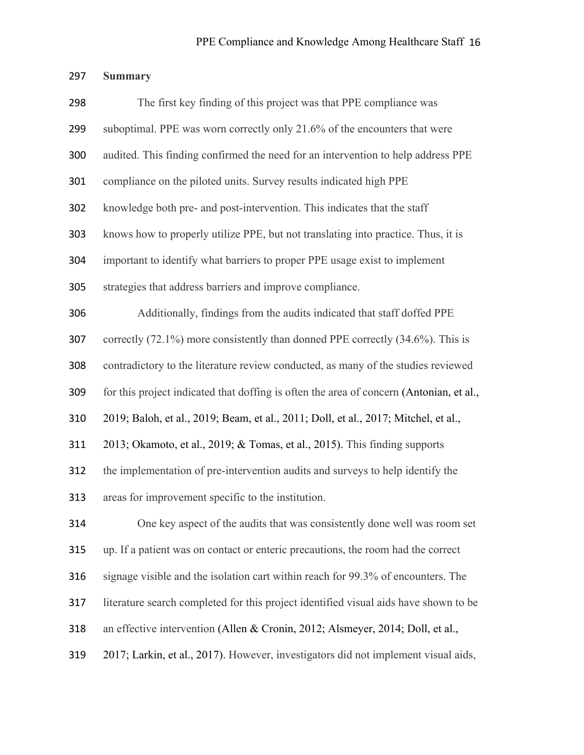## Summary

The first key finding of this project was that PPE compliance was suboptimal. PPE was worn correctly only 21.6% of the encounters that were audited. This finding confirmed the need for an intervention to help address PPE compliance on the piloted units. Survey results indicated high PPE knowledge both pre- and post-intervention. This indicates that the staff knows how to properly utilize PPE, but not translating into practice. Thus, it is important to identify what barriers to proper PPE usage exist to implement strategies that address barriers and improve compliance.

Additionally, findings from the audits indicated that staff doffed PPE correctly (72.1%) more consistently than donned PPE correctly (34.6%). This is contradictory to the literature review conducted, as many of the studies reviewed for this project indicated that doffing is often the area of concern (Antonian, et al., 2019; Baloh, et al., 2019; Beam, et al., 2011; Doll, et al., 2017; Mitchel, et al., 2013; Okamoto, et al., 2019; & Tomas, et al., 2015). This finding supports the implementation of pre-intervention audits and surveys to help identify the areas for improvement specific to the institution.

One key aspect of the audits that was consistently done well was room set up. If a patient was on contact or enteric precautions, the room had the correct signage visible and the isolation cart within reach for 99.3% of encounters. The literature search completed for this project identified visual aids have shown to be an effective intervention (Allen & Cronin, 2012; Alsmeyer, 2014; Doll, et al., 2017; Larkin, et al., 2017). However, investigators did not implement visual aids,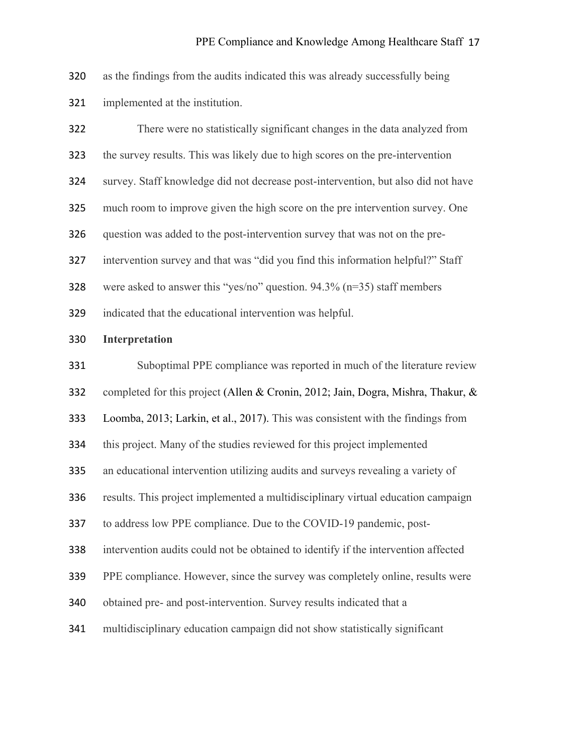as the findings from the audits indicated this was already successfully being implemented at the institution.

There were no statistically significant changes in the data analyzed from the survey results. This was likely due to high scores on the pre-intervention survey. Staff knowledge did not decrease post-intervention, but also did not have much room to improve given the high score on the pre intervention survey. One question was added to the post-intervention survey that was not on the pre-intervention survey and that was "did you find this information helpful?" Staff were asked to answer this "yes/no" question. 94.3% (n=35) staff members indicated that the educational intervention was helpful.

**Interpretation**

Suboptimal PPE compliance was reported in much of the literature review completed for this project (Allen & Cronin, 2012; Jain, Dogra, Mishra, Thakur, & Loomba, 2013; Larkin, et al., 2017). This was consistent with the findings from this project. Many of the studies reviewed for this project implemented an educational intervention utilizing audits and surveys revealing a variety of results. This project implemented a multidisciplinary virtual education campaign to address low PPE compliance. Due to the COVID-19 pandemic, post-intervention audits could not be obtained to identify if the intervention affected PPE compliance. However, since the survey was completely online, results were obtained pre- and post-intervention. Survey results indicated that a multidisciplinary education campaign did not show statistically significant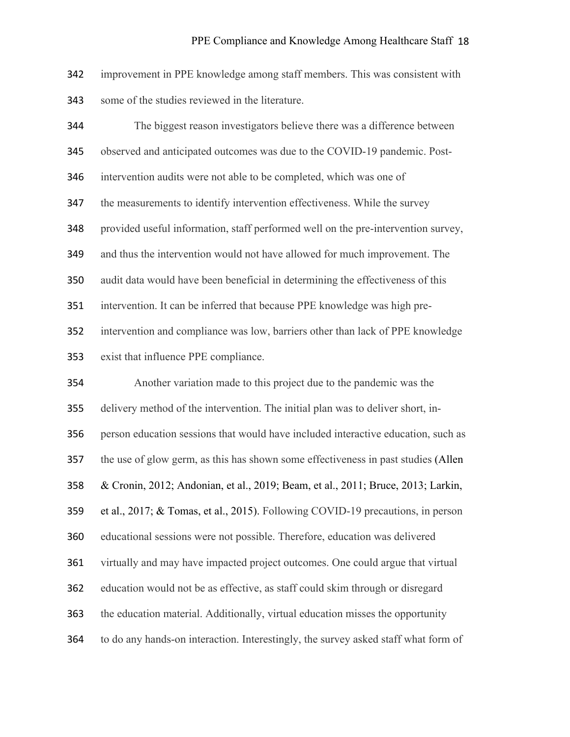improvement in PPE knowledge among staff members. This was consistent with some of the studies reviewed in the literature.

The biggest reason investigators believe there was a difference between observed and anticipated outcomes was due to the COVID-19 pandemic. Post-intervention audits were not able to be completed, which was one of the measurements to identify intervention effectiveness. While the survey provided useful information, staff performed well on the pre-intervention survey, and thus the intervention would not have allowed for much improvement. The audit data would have been beneficial in determining the effectiveness of this intervention. It can be inferred that because PPE knowledge was high pre-intervention and compliance was low, barriers other than lack of PPE knowledge exist that influence PPE compliance.

Another variation made to this project due to the pandemic was the delivery method of the intervention. The initial plan was to deliver short, in-person education sessions that would have included interactive education, such as the use of glow germ, as this has shown some effectiveness in past studies (Allen & Cronin, 2012; Andonian, et al., 2019; Beam, et al., 2011; Bruce, 2013; Larkin, et al., 2017; & Tomas, et al., 2015). Following COVID-19 precautions, in person educational sessions were not possible. Therefore, education was delivered virtually and may have impacted project outcomes. One could argue that virtual education would not be as effective, as staff could skim through or disregard the education material. Additionally, virtual education misses the opportunity to do any hands-on interaction. Interestingly, the survey asked staff what form of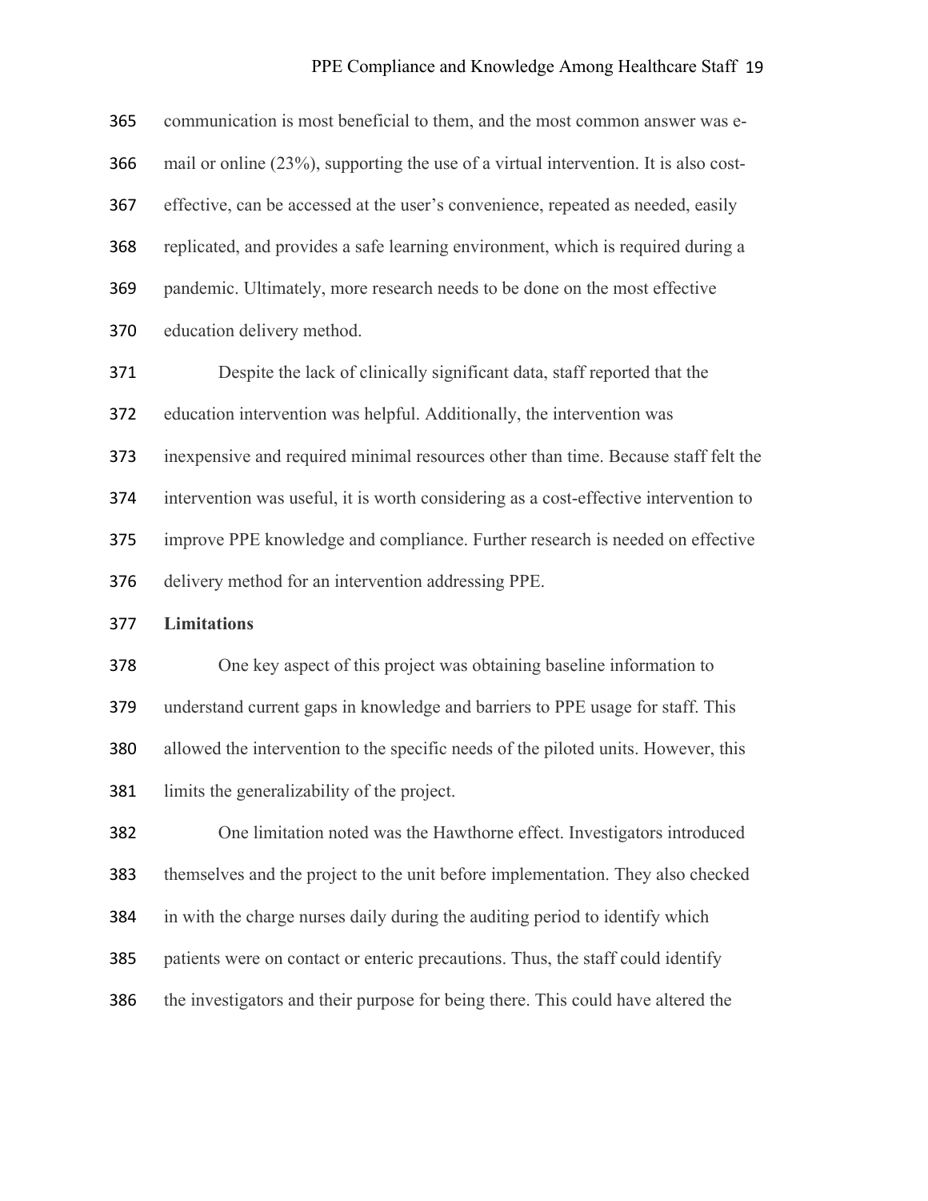communication is most beneficial to them, and the most common answer was e-mail or online (23%), supporting the use of a virtual intervention. It is also cost-effective, can be accessed at the user's convenience, repeated as needed, easily replicated, and provides a safe learning environment, which is required during a pandemic. Ultimately, more research needs to be done on the most effective education delivery method.

Despite the lack of clinically significant data, staff reported that the education intervention was helpful. Additionally, the intervention was inexpensive and required minimal resources other than time. Because staff felt the intervention was useful, it is worth considering as a cost-effective intervention to improve PPE knowledge and compliance. Further research is needed on effective delivery method for an intervention addressing PPE.

**Limitations**

One key aspect of this project was obtaining baseline information to understand current gaps in knowledge and barriers to PPE usage for staff. This allowed the intervention to the specific needs of the piloted units. However, this limits the generalizability of the project.

One limitation noted was the Hawthorne effect. Investigators introduced themselves and the project to the unit before implementation. They also checked in with the charge nurses daily during the auditing period to identify which patients were on contact or enteric precautions. Thus, the staff could identify the investigators and their purpose for being there. This could have altered the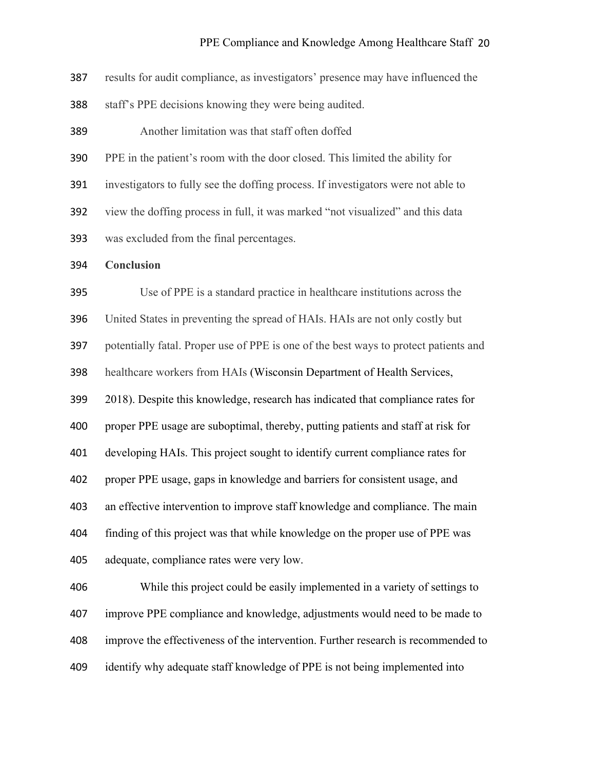results for audit compliance, as investigators' presence may have influenced the staff's PPE decisions knowing they were being audited.

Another limitation was that staff often doffed PPE in the patient's room with the door closed. This limited the ability for investigators to fully see the doffing process. If investigators were not able to view the doffing process in full, it was marked "not visualized" and this data was excluded from the final percentages.

**Conclusion**

Use of PPE is a standard practice in healthcare institutions across the United States in preventing the spread of HAIs. HAIs are not only costly but potentially fatal. Proper use of PPE is one of the best ways to protect patients and healthcare workers from HAIs (Wisconsin Department of Health Services, 2018). Despite this knowledge, research has indicated that compliance rates for proper PPE usage are suboptimal, thereby, putting patients and staff at risk for developing HAIs. This project sought to identify current compliance rates for proper PPE usage, gaps in knowledge and barriers for consistent usage, and an effective intervention to improve staff knowledge and compliance. The main finding of this project was that while knowledge on the proper use of PPE was adequate, compliance rates were very low.

While this project could be easily implemented in a variety of settings to improve PPE compliance and knowledge, adjustments would need to be made to improve the effectiveness of the intervention. Further research is recommended to identify why adequate staff knowledge of PPE is not being implemented into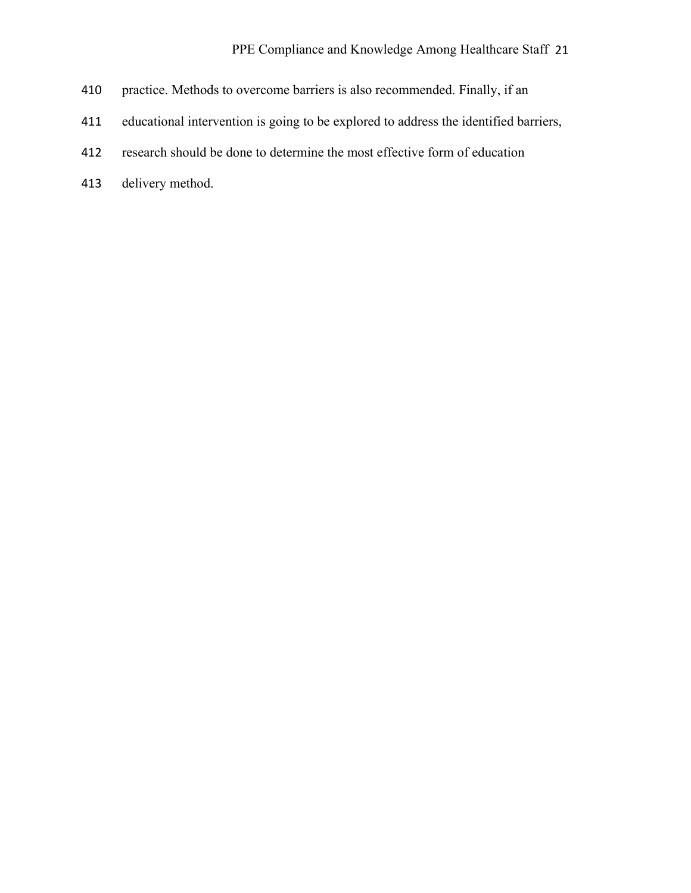practice. Methods to overcome barriers is also recommended. Finally, if an educational intervention is going to be explored to address the identified barriers, research should be done to determine the most effective form of education delivery method.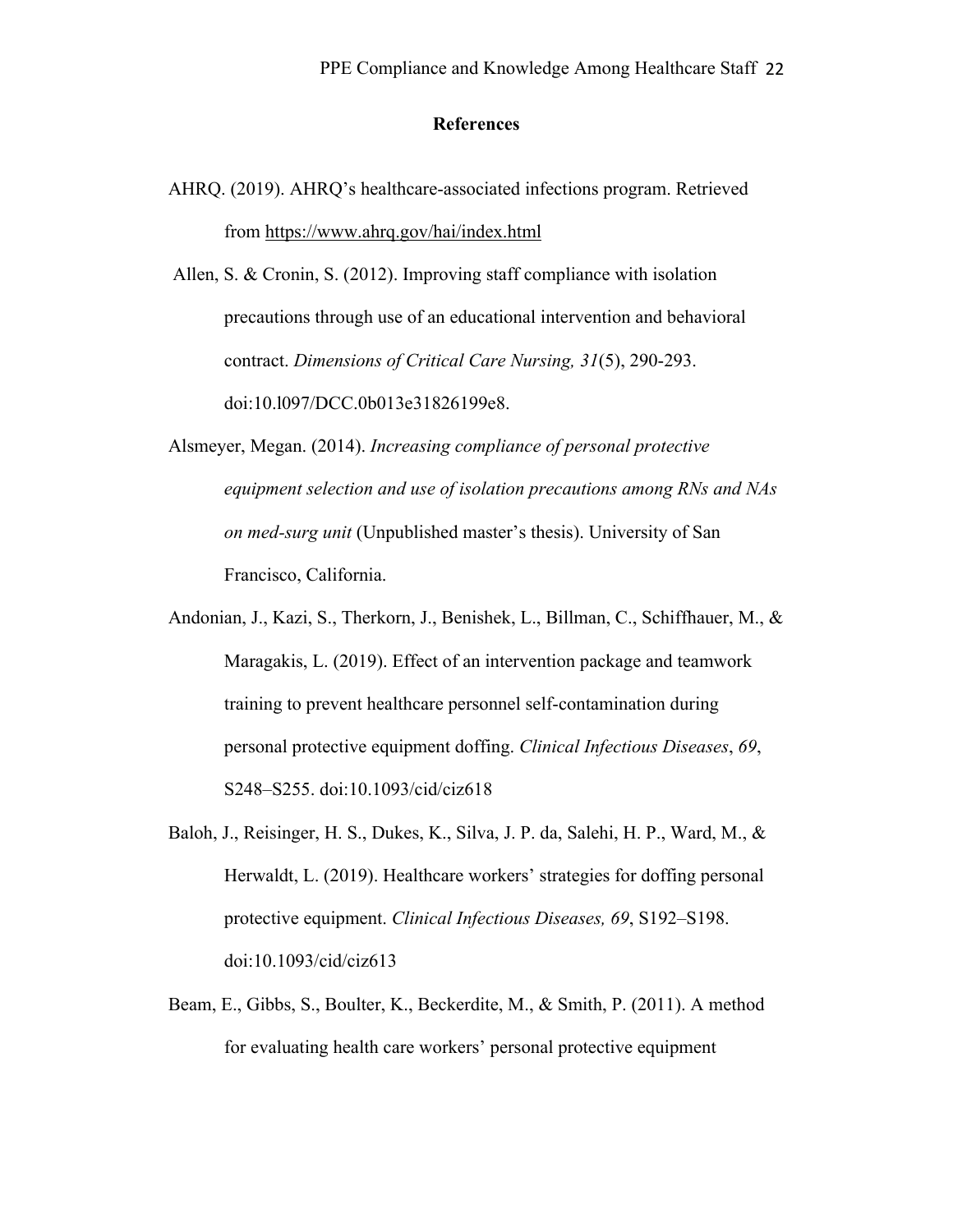# References

AHRQ. (2019). AHRQ's healthcare-associated infections program. Retrieved from https://www.ahrq.gov/hai/index.html

Allen, S. & Cronin, S. (2012). Improving staff compliance with isolation precautions through use of an educational intervention and behavioral contract. *Dimensions of Critical Care Nursing, 31*(5), 290-293. doi:10.l097/DCC.0b013e31826199e8.

Alsmeyer, Megan. (2014). *Increasing compliance of personal protective equipment selection and use of isolation precautions among RNs and NAs on med-surg unit* (Unpublished master's thesis). University of San Francisco, California.

Andonian, J., Kazi, S., Therkorn, J., Benishek, L., Billman, C., Schiffhauer, M., & Maragakis, L. (2019). Effect of an intervention package and teamwork training to prevent healthcare personnel self-contamination during personal protective equipment doffing. *Clinical Infectious Diseases*, *69*, S248–S255. doi:10.1093/cid/ciz618

Baloh, J., Reisinger, H. S., Dukes, K., Silva, J. P. da, Salehi, H. P., Ward, M., & Herwaldt, L. (2019). Healthcare workers' strategies for doffing personal protective equipment. *Clinical Infectious Diseases, 69*, S192–S198. doi:10.1093/cid/ciz613

Beam, E., Gibbs, S., Boulter, K., Beckerdite, M., & Smith, P. (2011). A method for evaluating health care workers' personal protective equipment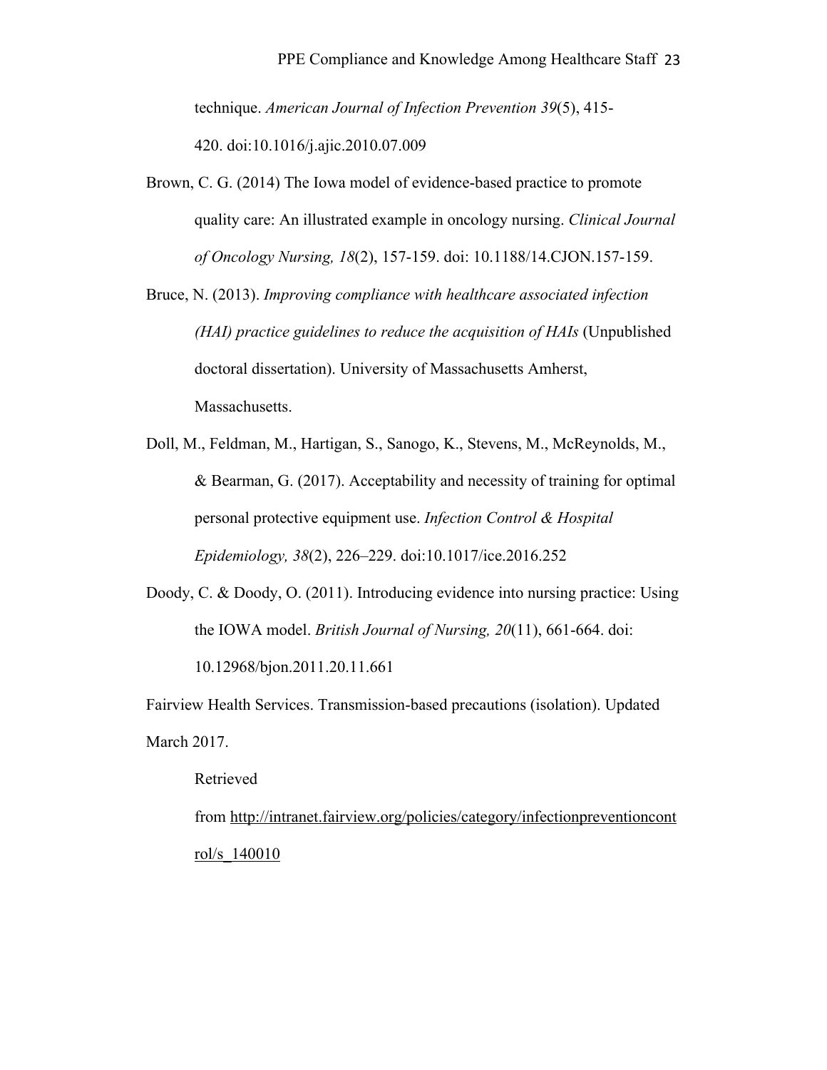technique. *American Journal of Infection Prevention 39*(5), 415-420. doi:10.1016/j.ajic.2010.07.009

Brown, C. G. (2014) The Iowa model of evidence-based practice to promote quality care: An illustrated example in oncology nursing. *Clinical Journal of Oncology Nursing, 18*(2), 157-159. doi: 10.1188/14.CJON.157-159.

Bruce, N. (2013). *Improving compliance with healthcare associated infection (HAI) practice guidelines to reduce the acquisition of HAIs* (Unpublished doctoral dissertation). University of Massachusetts Amherst, Massachusetts.

Doll, M., Feldman, M., Hartigan, S., Sanogo, K., Stevens, M., McReynolds, M., & Bearman, G. (2017). Acceptability and necessity of training for optimal personal protective equipment use. *Infection Control & Hospital Epidemiology, 38*(2), 226–229. doi:10.1017/ice.2016.252

Doody, C. & Doody, O. (2011). Introducing evidence into nursing practice: Using the IOWA model. *British Journal of Nursing, 20*(11), 661-664. doi: 10.12968/bjon.2011.20.11.661

Fairview Health Services. Transmission-based precautions (isolation). Updated March 2017.

Retrieved from http://intranet.fairview.org/policies/category/infectionpreventioncontrol/s_140010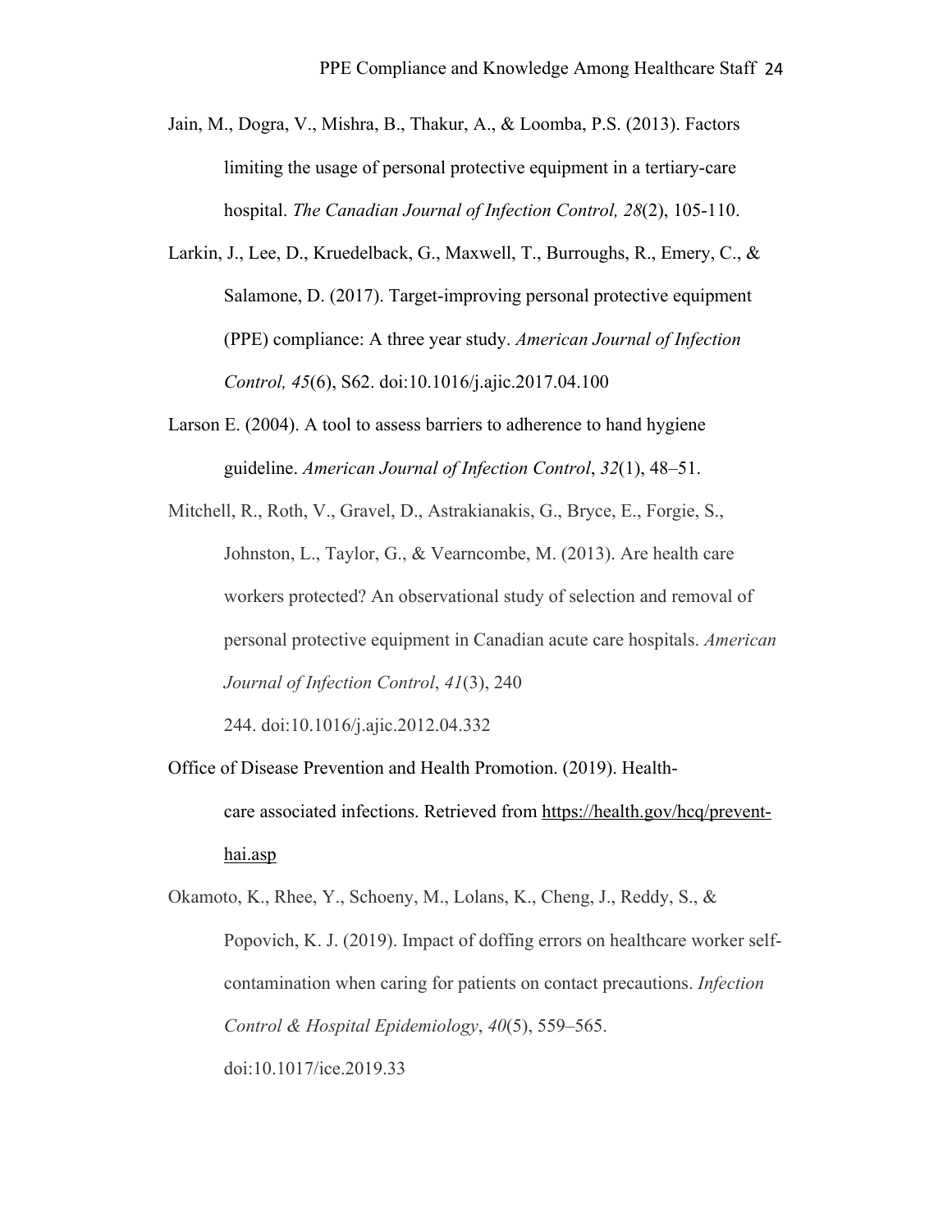Jain, M., Dogra, V., Mishra, B., Thakur, A., & Loomba, P.S. (2013). Factors limiting the usage of personal protective equipment in a tertiary-care hospital. *The Canadian Journal of Infection Control, 28*(2), 105-110.

Larkin, J., Lee, D., Kruedelback, G., Maxwell, T., Burroughs, R., Emery, C., & Salamone, D. (2017). Target-improving personal protective equipment (PPE) compliance: A three year study. *American Journal of Infection Control, 45*(6), S62. doi:10.1016/j.ajic.2017.04.100

Larson E. (2004). A tool to assess barriers to adherence to hand hygiene guideline. *American Journal of Infection Control*, *32*(1), 48–51.

Mitchell, R., Roth, V., Gravel, D., Astrakianakis, G., Bryce, E., Forgie, S., Johnston, L., Taylor, G., & Vearncombe, M. (2013). Are health care workers protected? An observational study of selection and removal of personal protective equipment in Canadian acute care hospitals. *American Journal of Infection Control*, *41*(3), 240 244. doi:10.1016/j.ajic.2012.04.332

Office of Disease Prevention and Health Promotion. (2019). Health-care associated infections. Retrieved from https://health.gov/hcq/prevent-hai.asp

Okamoto, K., Rhee, Y., Schoeny, M., Lolans, K., Cheng, J., Reddy, S., & Popovich, K. J. (2019). Impact of doffing errors on healthcare worker self-contamination when caring for patients on contact precautions. *Infection Control & Hospital Epidemiology*, *40*(5), 559–565. doi:10.1017/ice.2019.33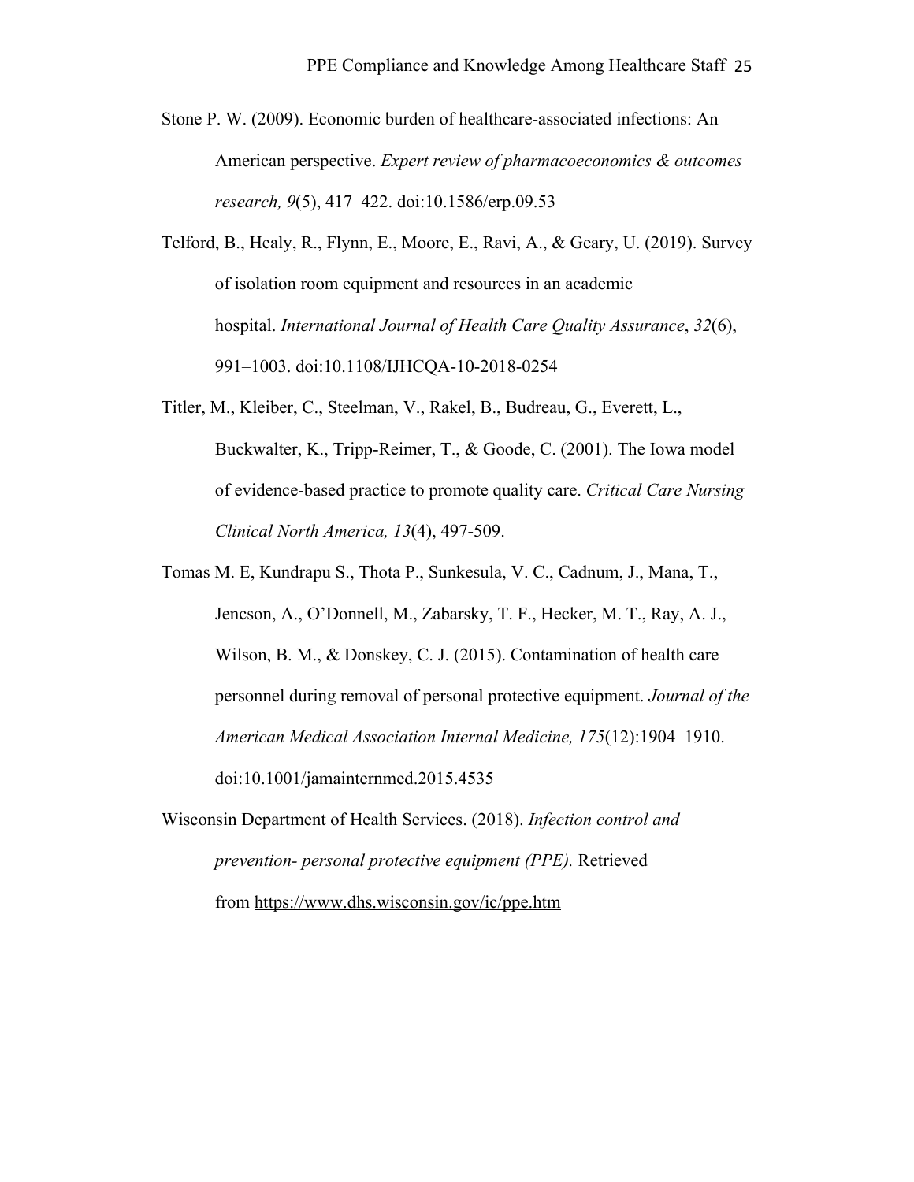Stone P. W. (2009). Economic burden of healthcare-associated infections: An American perspective. *Expert review of pharmacoeconomics & outcomes research, 9*(5), 417–422. doi:10.1586/erp.09.53

Telford, B., Healy, R., Flynn, E., Moore, E., Ravi, A., & Geary, U. (2019). Survey of isolation room equipment and resources in an academic hospital. *International Journal of Health Care Quality Assurance*, *32*(6), 991–1003. doi:10.1108/IJHCQA-10-2018-0254

Titler, M., Kleiber, C., Steelman, V., Rakel, B., Budreau, G., Everett, L., Buckwalter, K., Tripp-Reimer, T., & Goode, C. (2001). The Iowa model of evidence-based practice to promote quality care. *Critical Care Nursing Clinical North America, 13*(4), 497-509.

Tomas M. E, Kundrapu S., Thota P., Sunkesula, V. C., Cadnum, J., Mana, T., Jencson, A., O'Donnell, M., Zabarsky, T. F., Hecker, M. T., Ray, A. J., Wilson, B. M., & Donskey, C. J. (2015). Contamination of health care personnel during removal of personal protective equipment. *Journal of the American Medical Association Internal Medicine, 175*(12):1904–1910. doi:10.1001/jamainternmed.2015.4535

Wisconsin Department of Health Services. (2018). *Infection control and prevention- personal protective equipment (PPE).* Retrieved from https://www.dhs.wisconsin.gov/ic/ppe.htm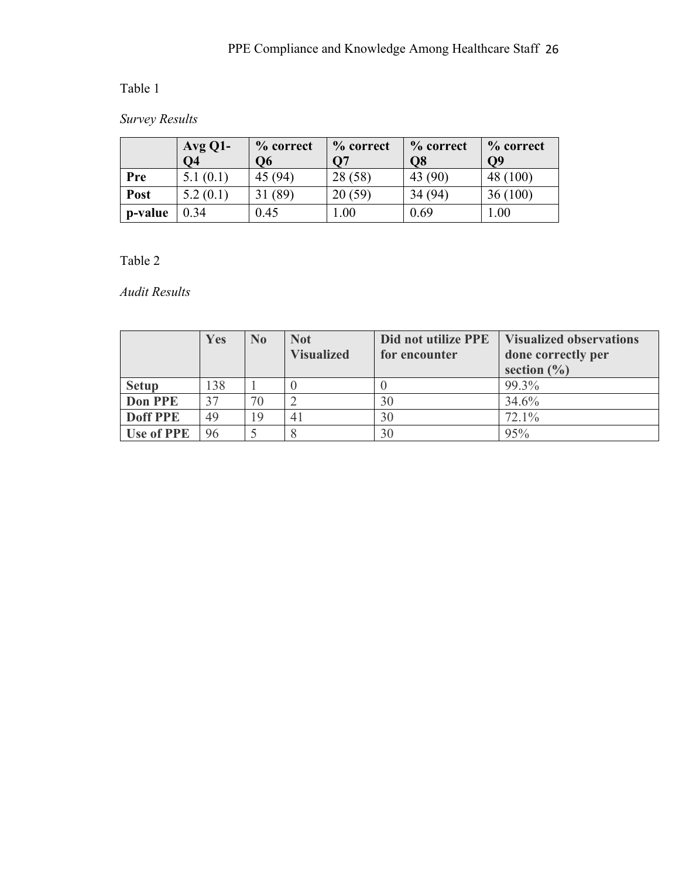Table 1

*Survey Results*

| | Avg Q1-Q4 | % correct Q6 | % correct Q7 | % correct Q8 | % correct Q9 |
|---|---|---|---|---|---|
| **Pre** | 5.1 (0.1) | 45 (94) | 28 (58) | 43 (90) | 48 (100) |
| **Post** | 5.2 (0.1) | 31 (89) | 20 (59) | 34 (94) | 36 (100) |
| **p-value** | 0.34 | 0.45 | 1.00 | 0.69 | 1.00 |

Table 2

*Audit Results*

| | Yes | No | Not Visualized | Did not utilize PPE for encounter | Visualized observations done correctly per section (%) |
|---|---|---|---|---|---|
| **Setup** | 138 | 1 | 0 | 0 | 99.3% |
| **Don PPE** | 37 | 70 | 2 | 30 | 34.6% |
| **Doff PPE** | 49 | 19 | 41 | 30 | 72.1% |
| **Use of PPE** | 96 | 5 | 8 | 30 | 95% |